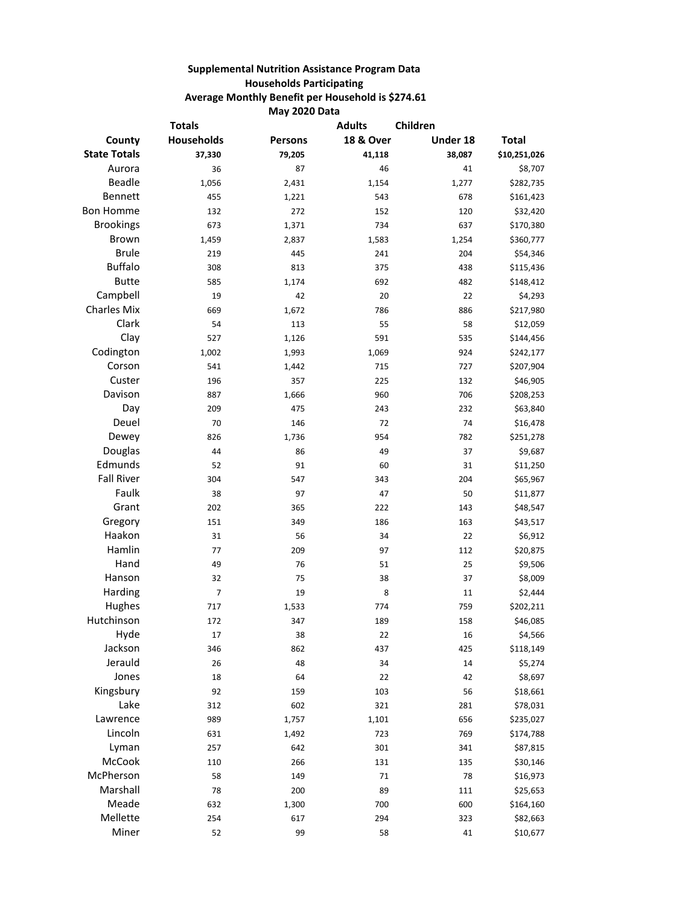**Supplemental Nutrition Assistance Program Data**

**Households Participating**

**Average Monthly Benefit per Household is $274.61**

**May 2020 Data**

| County | Totals Households | Persons | Adults 18 & Over | Children Under 18 | Total |
|---|---|---|---|---|---|
| **State Totals** | **37,330** | **79,205** | **41,118** | **38,087** | **$10,251,026** |
| Aurora | 36 | 87 | 46 | 41 | $8,707 |
| Beadle | 1,056 | 2,431 | 1,154 | 1,277 | $282,735 |
| Bennett | 455 | 1,221 | 543 | 678 | $161,423 |
| Bon Homme | 132 | 272 | 152 | 120 | $32,420 |
| Brookings | 673 | 1,371 | 734 | 637 | $170,380 |
| Brown | 1,459 | 2,837 | 1,583 | 1,254 | $360,777 |
| Brule | 219 | 445 | 241 | 204 | $54,346 |
| Buffalo | 308 | 813 | 375 | 438 | $115,436 |
| Butte | 585 | 1,174 | 692 | 482 | $148,412 |
| Campbell | 19 | 42 | 20 | 22 | $4,293 |
| Charles Mix | 669 | 1,672 | 786 | 886 | $217,980 |
| Clark | 54 | 113 | 55 | 58 | $12,059 |
| Clay | 527 | 1,126 | 591 | 535 | $144,456 |
| Codington | 1,002 | 1,993 | 1,069 | 924 | $242,177 |
| Corson | 541 | 1,442 | 715 | 727 | $207,904 |
| Custer | 196 | 357 | 225 | 132 | $46,905 |
| Davison | 887 | 1,666 | 960 | 706 | $208,253 |
| Day | 209 | 475 | 243 | 232 | $63,840 |
| Deuel | 70 | 146 | 72 | 74 | $16,478 |
| Dewey | 826 | 1,736 | 954 | 782 | $251,278 |
| Douglas | 44 | 86 | 49 | 37 | $9,687 |
| Edmunds | 52 | 91 | 60 | 31 | $11,250 |
| Fall River | 304 | 547 | 343 | 204 | $65,967 |
| Faulk | 38 | 97 | 47 | 50 | $11,877 |
| Grant | 202 | 365 | 222 | 143 | $48,547 |
| Gregory | 151 | 349 | 186 | 163 | $43,517 |
| Haakon | 31 | 56 | 34 | 22 | $6,912 |
| Hamlin | 77 | 209 | 97 | 112 | $20,875 |
| Hand | 49 | 76 | 51 | 25 | $9,506 |
| Hanson | 32 | 75 | 38 | 37 | $8,009 |
| Harding | 7 | 19 | 8 | 11 | $2,444 |
| Hughes | 717 | 1,533 | 774 | 759 | $202,211 |
| Hutchinson | 172 | 347 | 189 | 158 | $46,085 |
| Hyde | 17 | 38 | 22 | 16 | $4,566 |
| Jackson | 346 | 862 | 437 | 425 | $118,149 |
| Jerauld | 26 | 48 | 34 | 14 | $5,274 |
| Jones | 18 | 64 | 22 | 42 | $8,697 |
| Kingsbury | 92 | 159 | 103 | 56 | $18,661 |
| Lake | 312 | 602 | 321 | 281 | $78,031 |
| Lawrence | 989 | 1,757 | 1,101 | 656 | $235,027 |
| Lincoln | 631 | 1,492 | 723 | 769 | $174,788 |
| Lyman | 257 | 642 | 301 | 341 | $87,815 |
| McCook | 110 | 266 | 131 | 135 | $30,146 |
| McPherson | 58 | 149 | 71 | 78 | $16,973 |
| Marshall | 78 | 200 | 89 | 111 | $25,653 |
| Meade | 632 | 1,300 | 700 | 600 | $164,160 |
| Mellette | 254 | 617 | 294 | 323 | $82,663 |
| Miner | 52 | 99 | 58 | 41 | $10,677 |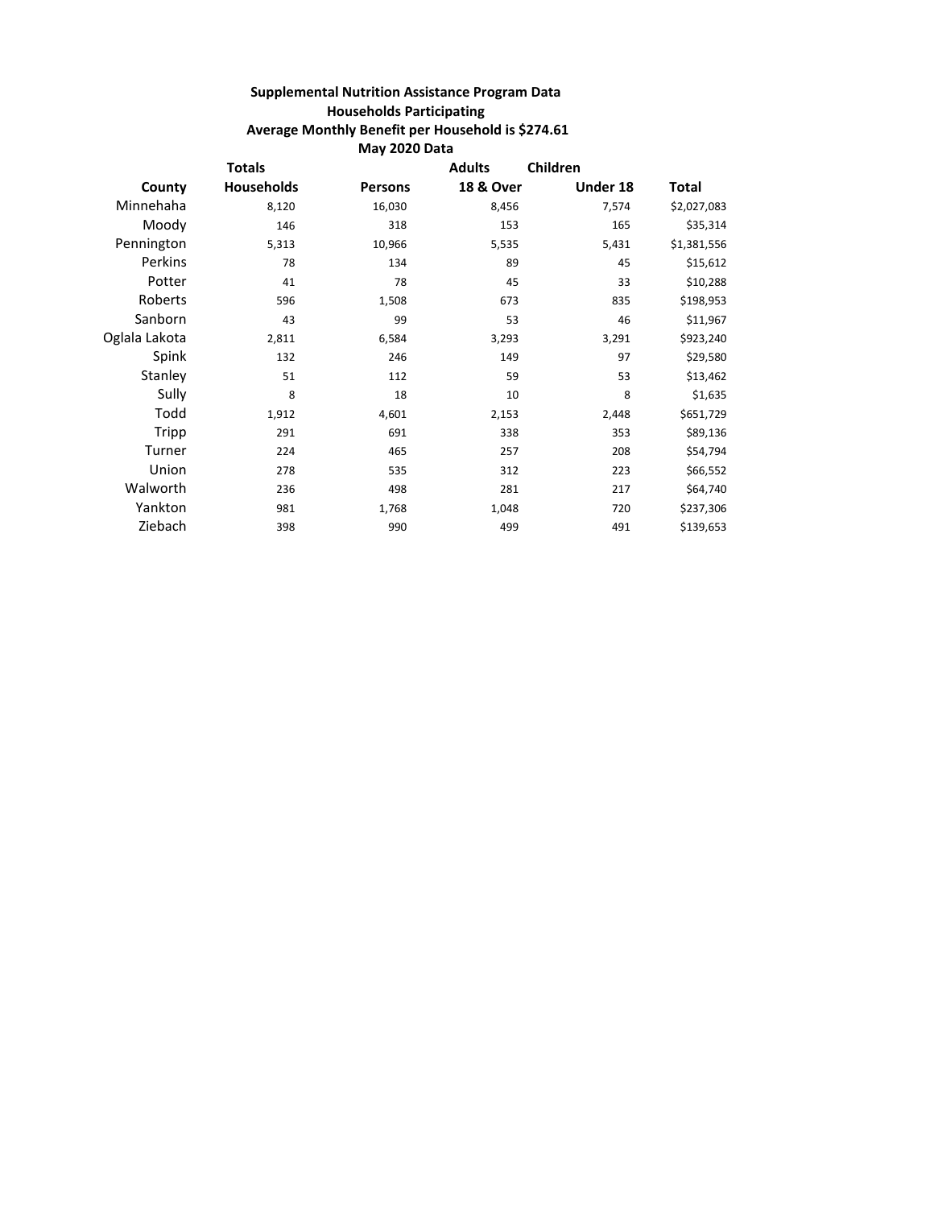**Supplemental Nutrition Assistance Program Data**
**Households Participating**
**Average Monthly Benefit per Household is $274.61**
**May 2020 Data**

| | Totals | | Adults | Children | |
|---|---|---|---|---|---|
| **County** | **Households** | **Persons** | **18 & Over** | **Under 18** | **Total** |
| Minnehaha | 8,120 | 16,030 | 8,456 | 7,574 | $2,027,083 |
| Moody | 146 | 318 | 153 | 165 | $35,314 |
| Pennington | 5,313 | 10,966 | 5,535 | 5,431 | $1,381,556 |
| Perkins | 78 | 134 | 89 | 45 | $15,612 |
| Potter | 41 | 78 | 45 | 33 | $10,288 |
| Roberts | 596 | 1,508 | 673 | 835 | $198,953 |
| Sanborn | 43 | 99 | 53 | 46 | $11,967 |
| Oglala Lakota | 2,811 | 6,584 | 3,293 | 3,291 | $923,240 |
| Spink | 132 | 246 | 149 | 97 | $29,580 |
| Stanley | 51 | 112 | 59 | 53 | $13,462 |
| Sully | 8 | 18 | 10 | 8 | $1,635 |
| Todd | 1,912 | 4,601 | 2,153 | 2,448 | $651,729 |
| Tripp | 291 | 691 | 338 | 353 | $89,136 |
| Turner | 224 | 465 | 257 | 208 | $54,794 |
| Union | 278 | 535 | 312 | 223 | $66,552 |
| Walworth | 236 | 498 | 281 | 217 | $64,740 |
| Yankton | 981 | 1,768 | 1,048 | 720 | $237,306 |
| Ziebach | 398 | 990 | 499 | 491 | $139,653 |